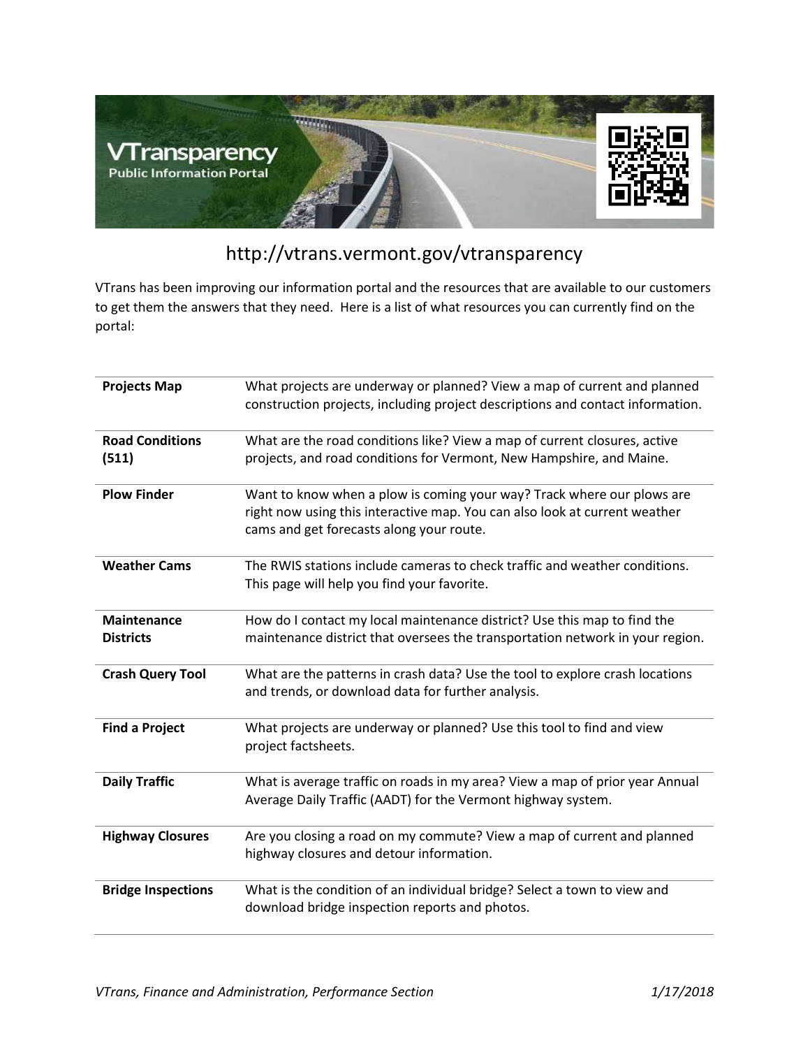# VTransparency

**Public Information Portal**

http://vtrans.vermont.gov/vtransparency

VTrans has been improving our information portal and the resources that are available to our customers to get them the answers that they need. Here is a list of what resources you can currently find on the portal:

| | |
|---|---|
| **Projects Map** | What projects are underway or planned? View a map of current and planned construction projects, including project descriptions and contact information. |
| **Road Conditions (511)** | What are the road conditions like? View a map of current closures, active projects, and road conditions for Vermont, New Hampshire, and Maine. |
| **Plow Finder** | Want to know when a plow is coming your way? Track where our plows are right now using this interactive map. You can also look at current weather cams and get forecasts along your route. |
| **Weather Cams** | The RWIS stations include cameras to check traffic and weather conditions. This page will help you find your favorite. |
| **Maintenance Districts** | How do I contact my local maintenance district? Use this map to find the maintenance district that oversees the transportation network in your region. |
| **Crash Query Tool** | What are the patterns in crash data? Use the tool to explore crash locations and trends, or download data for further analysis. |
| **Find a Project** | What projects are underway or planned? Use this tool to find and view project factsheets. |
| **Daily Traffic** | What is average traffic on roads in my area? View a map of prior year Annual Average Daily Traffic (AADT) for the Vermont highway system. |
| **Highway Closures** | Are you closing a road on my commute? View a map of current and planned highway closures and detour information. |
| **Bridge Inspections** | What is the condition of an individual bridge? Select a town to view and download bridge inspection reports and photos. |

*VTrans, Finance and Administration, Performance Section* *1/17/2018*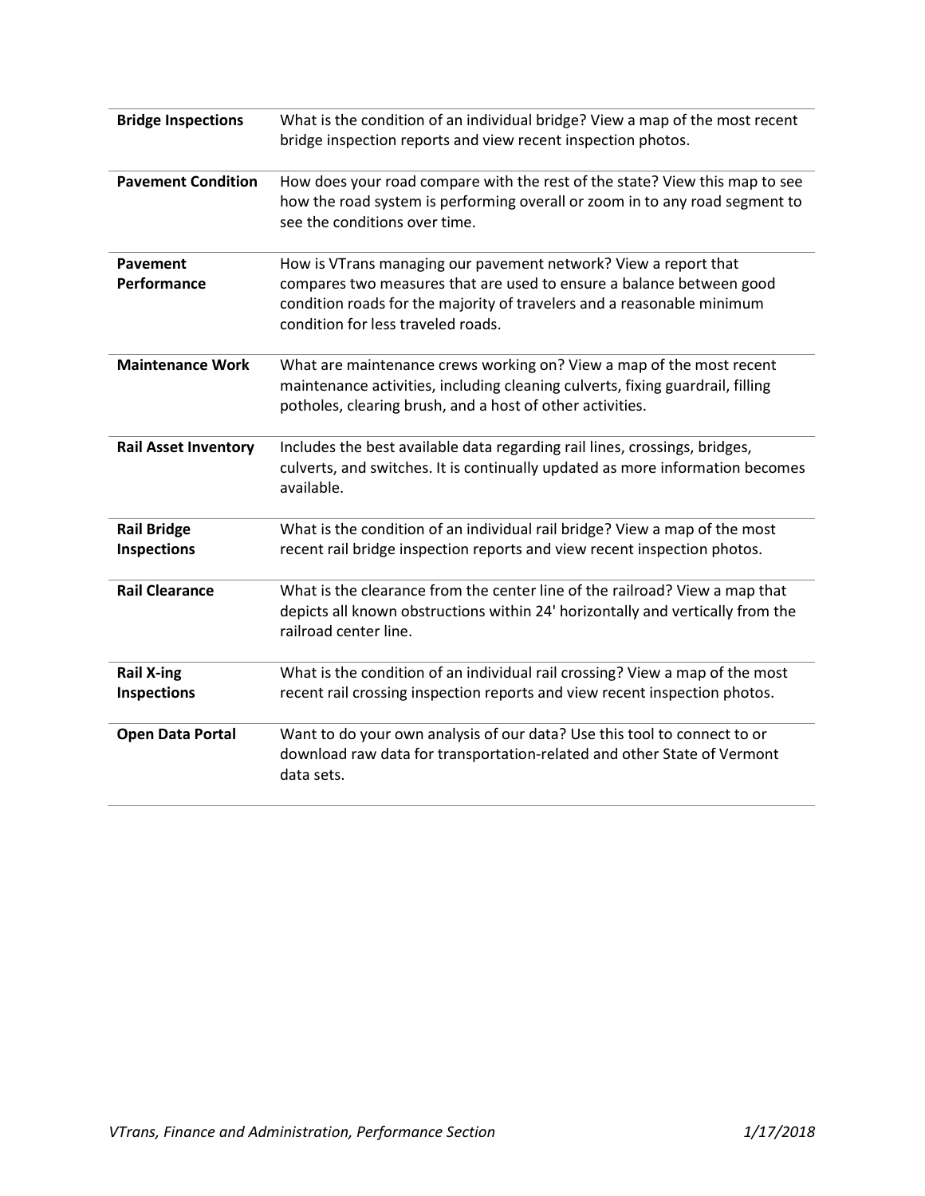| | |
|---|---|
| **Bridge Inspections** | What is the condition of an individual bridge? View a map of the most recent bridge inspection reports and view recent inspection photos. |
| **Pavement Condition** | How does your road compare with the rest of the state? View this map to see how the road system is performing overall or zoom in to any road segment to see the conditions over time. |
| **Pavement Performance** | How is VTrans managing our pavement network? View a report that compares two measures that are used to ensure a balance between good condition roads for the majority of travelers and a reasonable minimum condition for less traveled roads. |
| **Maintenance Work** | What are maintenance crews working on? View a map of the most recent maintenance activities, including cleaning culverts, fixing guardrail, filling potholes, clearing brush, and a host of other activities. |
| **Rail Asset Inventory** | Includes the best available data regarding rail lines, crossings, bridges, culverts, and switches. It is continually updated as more information becomes available. |
| **Rail Bridge Inspections** | What is the condition of an individual rail bridge? View a map of the most recent rail bridge inspection reports and view recent inspection photos. |
| **Rail Clearance** | What is the clearance from the center line of the railroad? View a map that depicts all known obstructions within 24' horizontally and vertically from the railroad center line. |
| **Rail X-ing Inspections** | What is the condition of an individual rail crossing? View a map of the most recent rail crossing inspection reports and view recent inspection photos. |
| **Open Data Portal** | Want to do your own analysis of our data? Use this tool to connect to or download raw data for transportation-related and other State of Vermont data sets. |